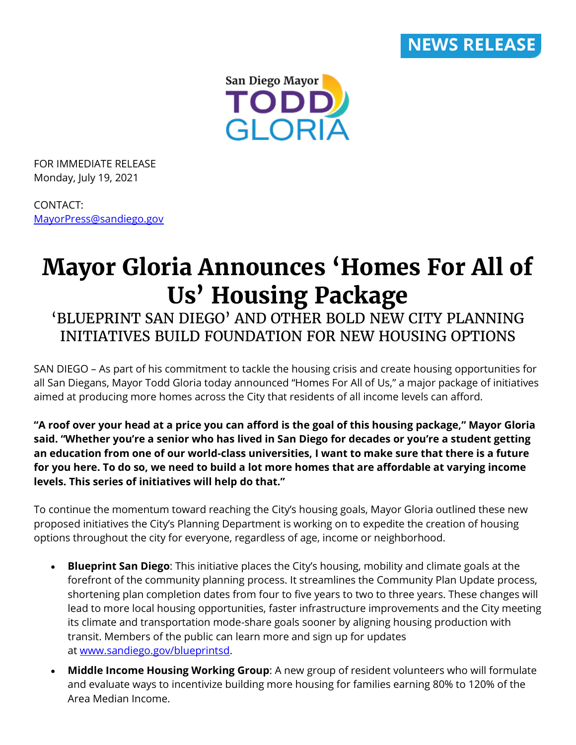NEWS RELEASE

San Diego Mayor TODD GLORIA

FOR IMMEDIATE RELEASE
Monday, July 19, 2021

CONTACT:
MayorPress@sandiego.gov

# Mayor Gloria Announces 'Homes For All of Us' Housing Package

## 'BLUEPRINT SAN DIEGO' AND OTHER BOLD NEW CITY PLANNING INITIATIVES BUILD FOUNDATION FOR NEW HOUSING OPTIONS

SAN DIEGO – As part of his commitment to tackle the housing crisis and create housing opportunities for all San Diegans, Mayor Todd Gloria today announced "Homes For All of Us," a major package of initiatives aimed at producing more homes across the City that residents of all income levels can afford.

**"A roof over your head at a price you can afford is the goal of this housing package," Mayor Gloria said. "Whether you're a senior who has lived in San Diego for decades or you're a student getting an education from one of our world-class universities, I want to make sure that there is a future for you here. To do so, we need to build a lot more homes that are affordable at varying income levels. This series of initiatives will help do that."**

To continue the momentum toward reaching the City's housing goals, Mayor Gloria outlined these new proposed initiatives the City's Planning Department is working on to expedite the creation of housing options throughout the city for everyone, regardless of age, income or neighborhood.

- **Blueprint San Diego**: This initiative places the City's housing, mobility and climate goals at the forefront of the community planning process. It streamlines the Community Plan Update process, shortening plan completion dates from four to five years to two to three years. These changes will lead to more local housing opportunities, faster infrastructure improvements and the City meeting its climate and transportation mode-share goals sooner by aligning housing production with transit. Members of the public can learn more and sign up for updates at www.sandiego.gov/blueprintsd.
- **Middle Income Housing Working Group**: A new group of resident volunteers who will formulate and evaluate ways to incentivize building more housing for families earning 80% to 120% of the Area Median Income.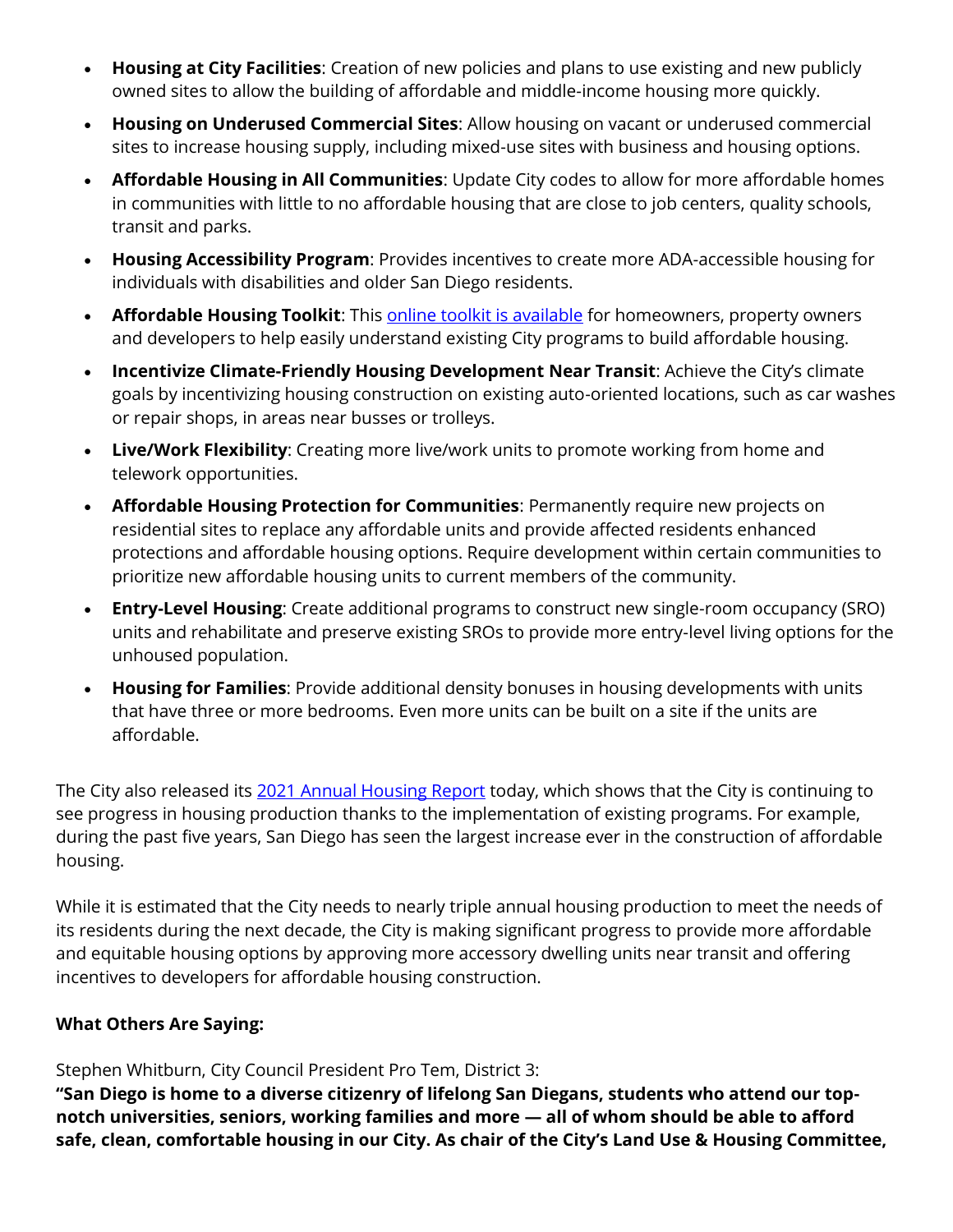- **Housing at City Facilities**: Creation of new policies and plans to use existing and new publicly owned sites to allow the building of affordable and middle-income housing more quickly.
- **Housing on Underused Commercial Sites**: Allow housing on vacant or underused commercial sites to increase housing supply, including mixed-use sites with business and housing options.
- **Affordable Housing in All Communities**: Update City codes to allow for more affordable homes in communities with little to no affordable housing that are close to job centers, quality schools, transit and parks.
- **Housing Accessibility Program**: Provides incentives to create more ADA-accessible housing for individuals with disabilities and older San Diego residents.
- **Affordable Housing Toolkit**: This [online toolkit is available]() for homeowners, property owners and developers to help easily understand existing City programs to build affordable housing.
- **Incentivize Climate-Friendly Housing Development Near Transit**: Achieve the City's climate goals by incentivizing housing construction on existing auto-oriented locations, such as car washes or repair shops, in areas near busses or trolleys.
- **Live/Work Flexibility**: Creating more live/work units to promote working from home and telework opportunities.
- **Affordable Housing Protection for Communities**: Permanently require new projects on residential sites to replace any affordable units and provide affected residents enhanced protections and affordable housing options. Require development within certain communities to prioritize new affordable housing units to current members of the community.
- **Entry-Level Housing**: Create additional programs to construct new single-room occupancy (SRO) units and rehabilitate and preserve existing SROs to provide more entry-level living options for the unhoused population.
- **Housing for Families**: Provide additional density bonuses in housing developments with units that have three or more bedrooms. Even more units can be built on a site if the units are affordable.

The City also released its [2021 Annual Housing Report]() today, which shows that the City is continuing to see progress in housing production thanks to the implementation of existing programs. For example, during the past five years, San Diego has seen the largest increase ever in the construction of affordable housing.

While it is estimated that the City needs to nearly triple annual housing production to meet the needs of its residents during the next decade, the City is making significant progress to provide more affordable and equitable housing options by approving more accessory dwelling units near transit and offering incentives to developers for affordable housing construction.

**What Others Are Saying:**

Stephen Whitburn, City Council President Pro Tem, District 3:
**"San Diego is home to a diverse citizenry of lifelong San Diegans, students who attend our top-notch universities, seniors, working families and more — all of whom should be able to afford safe, clean, comfortable housing in our City. As chair of the City's Land Use & Housing Committee,**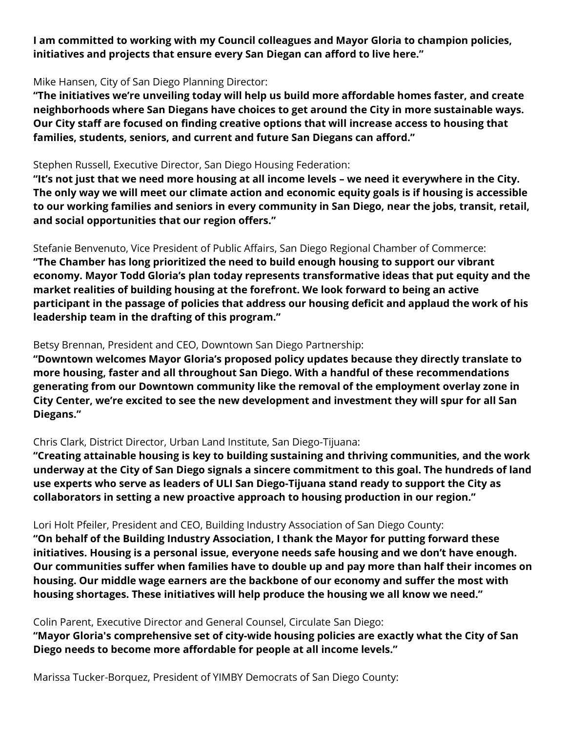**I am committed to working with my Council colleagues and Mayor Gloria to champion policies, initiatives and projects that ensure every San Diegan can afford to live here."**

Mike Hansen, City of San Diego Planning Director:
**"The initiatives we're unveiling today will help us build more affordable homes faster, and create neighborhoods where San Diegans have choices to get around the City in more sustainable ways. Our City staff are focused on finding creative options that will increase access to housing that families, students, seniors, and current and future San Diegans can afford."**

Stephen Russell, Executive Director, San Diego Housing Federation:
**"It's not just that we need more housing at all income levels – we need it everywhere in the City. The only way we will meet our climate action and economic equity goals is if housing is accessible to our working families and seniors in every community in San Diego, near the jobs, transit, retail, and social opportunities that our region offers."**

Stefanie Benvenuto, Vice President of Public Affairs, San Diego Regional Chamber of Commerce:
**"The Chamber has long prioritized the need to build enough housing to support our vibrant economy. Mayor Todd Gloria's plan today represents transformative ideas that put equity and the market realities of building housing at the forefront. We look forward to being an active participant in the passage of policies that address our housing deficit and applaud the work of his leadership team in the drafting of this program."**

Betsy Brennan, President and CEO, Downtown San Diego Partnership:
**"Downtown welcomes Mayor Gloria's proposed policy updates because they directly translate to more housing, faster and all throughout San Diego. With a handful of these recommendations generating from our Downtown community like the removal of the employment overlay zone in City Center, we're excited to see the new development and investment they will spur for all San Diegans."**

Chris Clark, District Director, Urban Land Institute, San Diego-Tijuana:
**"Creating attainable housing is key to building sustaining and thriving communities, and the work underway at the City of San Diego signals a sincere commitment to this goal. The hundreds of land use experts who serve as leaders of ULI San Diego-Tijuana stand ready to support the City as collaborators in setting a new proactive approach to housing production in our region."**

Lori Holt Pfeiler, President and CEO, Building Industry Association of San Diego County:
**"On behalf of the Building Industry Association, I thank the Mayor for putting forward these initiatives. Housing is a personal issue, everyone needs safe housing and we don't have enough. Our communities suffer when families have to double up and pay more than half their incomes on housing. Our middle wage earners are the backbone of our economy and suffer the most with housing shortages. These initiatives will help produce the housing we all know we need."**

Colin Parent, Executive Director and General Counsel, Circulate San Diego:
**"Mayor Gloria's comprehensive set of city-wide housing policies are exactly what the City of San Diego needs to become more affordable for people at all income levels."**

Marissa Tucker-Borquez, President of YIMBY Democrats of San Diego County: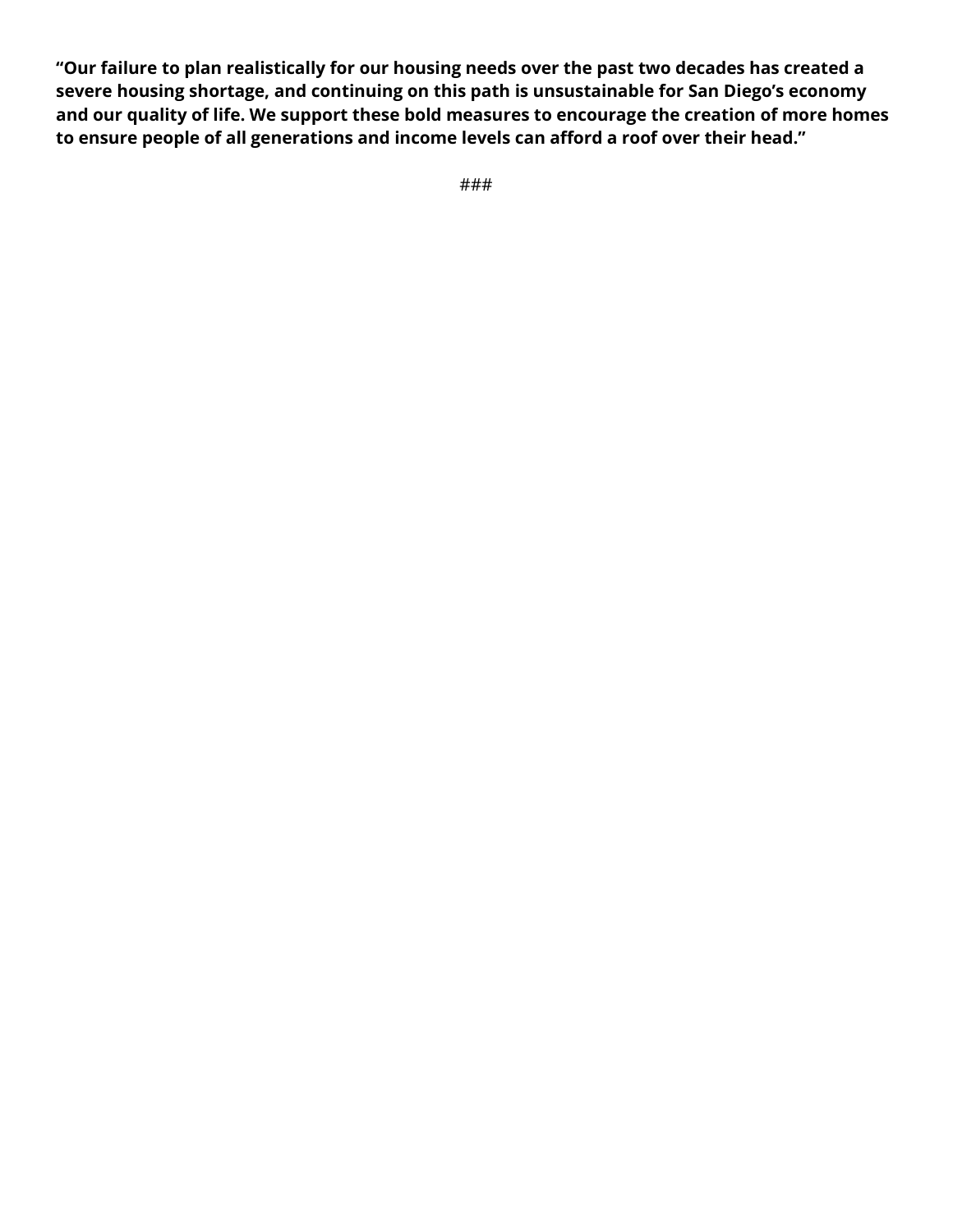**"Our failure to plan realistically for our housing needs over the past two decades has created a severe housing shortage, and continuing on this path is unsustainable for San Diego's economy and our quality of life. We support these bold measures to encourage the creation of more homes to ensure people of all generations and income levels can afford a roof over their head."**

###